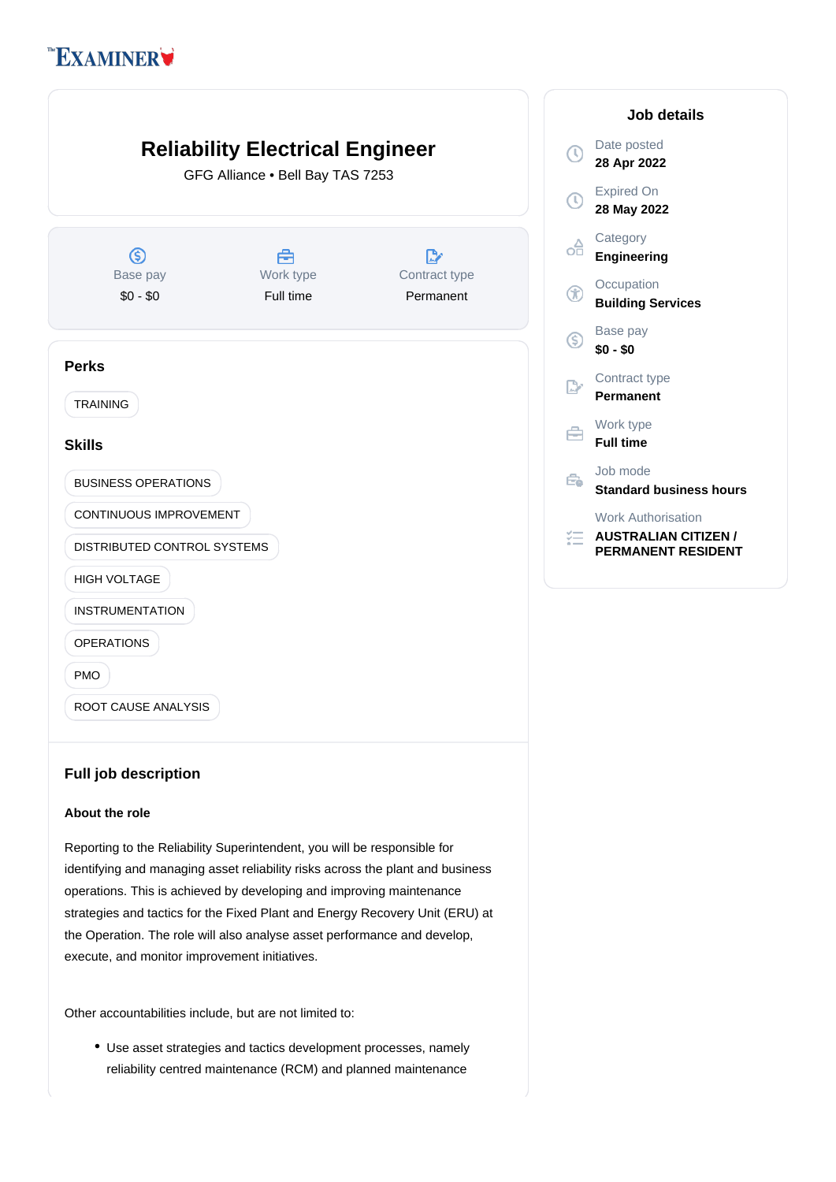The EXAMINER

# Reliability Electrical Engineer

GFG Alliance • Bell Bay TAS 7253

| Base pay | Work type | Contract type |
|---|---|---|
| $0 - $0 | Full time | Permanent |

## Job details

Date posted
**28 Apr 2022**

Expired On
**28 May 2022**

Category
**Engineering**

Occupation
**Building Services**

Base pay
**$0 - $0**

Contract type
**Permanent**

Work type
**Full time**

Job mode
**Standard business hours**

Work Authorisation
**AUSTRALIAN CITIZEN / PERMANENT RESIDENT**

## Perks

- TRAINING

## Skills

- BUSINESS OPERATIONS
- CONTINUOUS IMPROVEMENT
- DISTRIBUTED CONTROL SYSTEMS
- HIGH VOLTAGE
- INSTRUMENTATION
- OPERATIONS
- PMO
- ROOT CAUSE ANALYSIS

## Full job description

**About the role**

Reporting to the Reliability Superintendent, you will be responsible for identifying and managing asset reliability risks across the plant and business operations. This is achieved by developing and improving maintenance strategies and tactics for the Fixed Plant and Energy Recovery Unit (ERU) at the Operation. The role will also analyse asset performance and develop, execute, and monitor improvement initiatives.

Other accountabilities include, but are not limited to:

- Use asset strategies and tactics development processes, namely reliability centred maintenance (RCM) and planned maintenance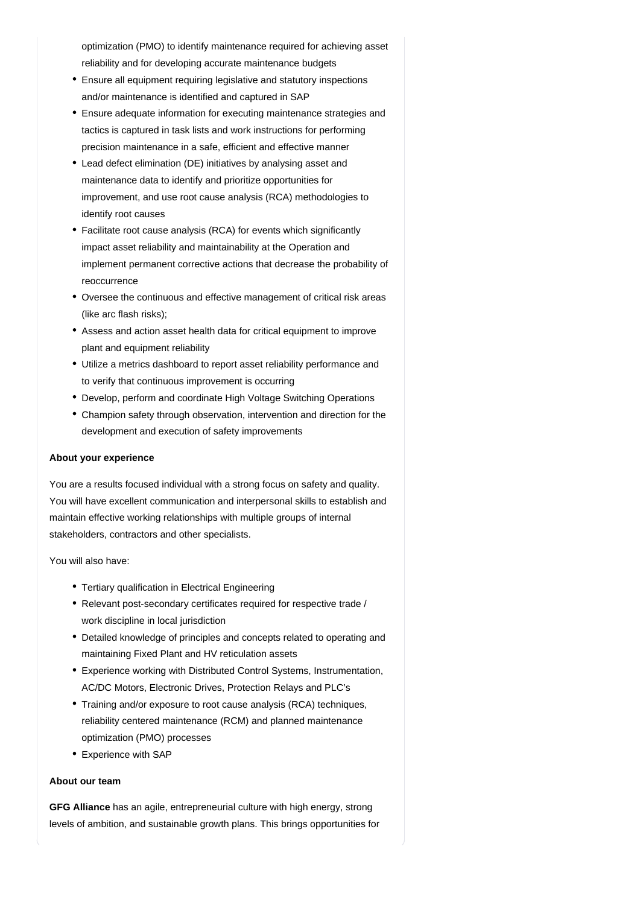optimization (PMO) to identify maintenance required for achieving asset reliability and for developing accurate maintenance budgets

- Ensure all equipment requiring legislative and statutory inspections and/or maintenance is identified and captured in SAP
- Ensure adequate information for executing maintenance strategies and tactics is captured in task lists and work instructions for performing precision maintenance in a safe, efficient and effective manner
- Lead defect elimination (DE) initiatives by analysing asset and maintenance data to identify and prioritize opportunities for improvement, and use root cause analysis (RCA) methodologies to identify root causes
- Facilitate root cause analysis (RCA) for events which significantly impact asset reliability and maintainability at the Operation and implement permanent corrective actions that decrease the probability of reoccurrence
- Oversee the continuous and effective management of critical risk areas (like arc flash risks);
- Assess and action asset health data for critical equipment to improve plant and equipment reliability
- Utilize a metrics dashboard to report asset reliability performance and to verify that continuous improvement is occurring
- Develop, perform and coordinate High Voltage Switching Operations
- Champion safety through observation, intervention and direction for the development and execution of safety improvements

**About your experience**

You are a results focused individual with a strong focus on safety and quality. You will have excellent communication and interpersonal skills to establish and maintain effective working relationships with multiple groups of internal stakeholders, contractors and other specialists.

You will also have:

- Tertiary qualification in Electrical Engineering
- Relevant post-secondary certificates required for respective trade / work discipline in local jurisdiction
- Detailed knowledge of principles and concepts related to operating and maintaining Fixed Plant and HV reticulation assets
- Experience working with Distributed Control Systems, Instrumentation, AC/DC Motors, Electronic Drives, Protection Relays and PLC's
- Training and/or exposure to root cause analysis (RCA) techniques, reliability centered maintenance (RCM) and planned maintenance optimization (PMO) processes
- Experience with SAP

**About our team**

**GFG Alliance** has an agile, entrepreneurial culture with high energy, strong levels of ambition, and sustainable growth plans. This brings opportunities for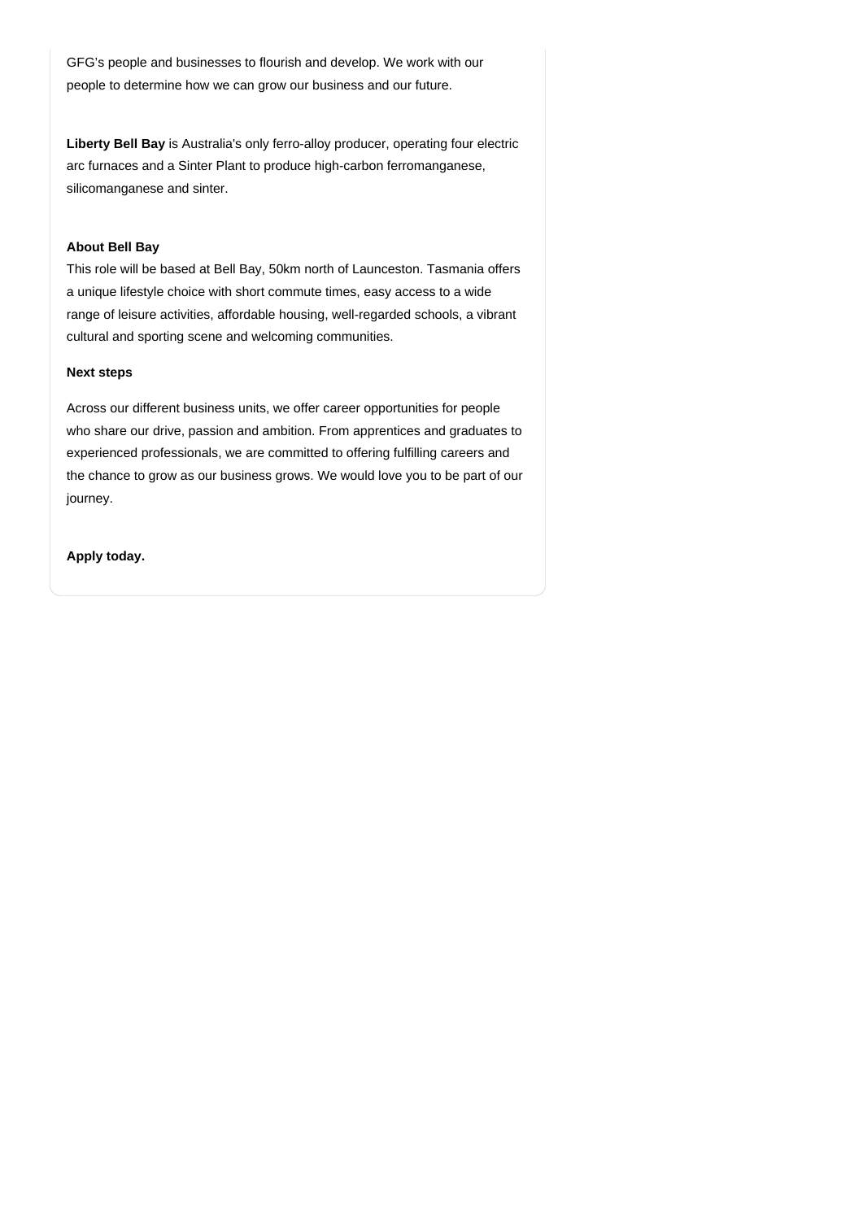GFG's people and businesses to flourish and develop. We work with our people to determine how we can grow our business and our future.

**Liberty Bell Bay** is Australia's only ferro-alloy producer, operating four electric arc furnaces and a Sinter Plant to produce high-carbon ferromanganese, silicomanganese and sinter.

**About Bell Bay**

This role will be based at Bell Bay, 50km north of Launceston. Tasmania offers a unique lifestyle choice with short commute times, easy access to a wide range of leisure activities, affordable housing, well-regarded schools, a vibrant cultural and sporting scene and welcoming communities.

**Next steps**

Across our different business units, we offer career opportunities for people who share our drive, passion and ambition. From apprentices and graduates to experienced professionals, we are committed to offering fulfilling careers and the chance to grow as our business grows. We would love you to be part of our journey.

**Apply today.**